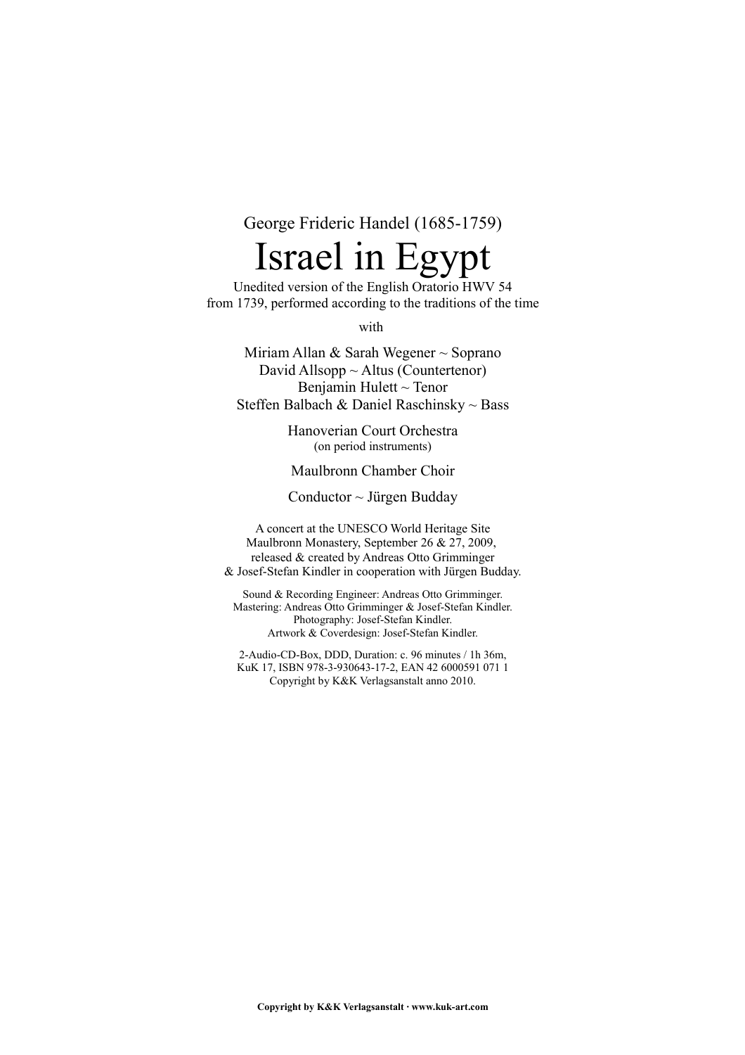George Frideric Handel (1685-1759)

# Israel in Egypt

Unedited version of the English Oratorio HWV 54
from 1739, performed according to the traditions of the time

with

Miriam Allan & Sarah Wegener ~ Soprano
David Allsopp ~ Altus (Countertenor)
Benjamin Hulett ~ Tenor
Steffen Balbach & Daniel Raschinsky ~ Bass

Hanoverian Court Orchestra
(on period instruments)

Maulbronn Chamber Choir

Conductor ~ Jürgen Budday

A concert at the UNESCO World Heritage Site
Maulbronn Monastery, September 26 & 27, 2009,
released & created by Andreas Otto Grimminger
& Josef-Stefan Kindler in cooperation with Jürgen Budday.

Sound & Recording Engineer: Andreas Otto Grimminger.
Mastering: Andreas Otto Grimminger & Josef-Stefan Kindler.
Photography: Josef-Stefan Kindler.
Artwork & Coverdesign: Josef-Stefan Kindler.

2-Audio-CD-Box, DDD, Duration: c. 96 minutes / 1h 36m,
KuK 17, ISBN 978-3-930643-17-2, EAN 42 6000591 071 1
Copyright by K&K Verlagsanstalt anno 2010.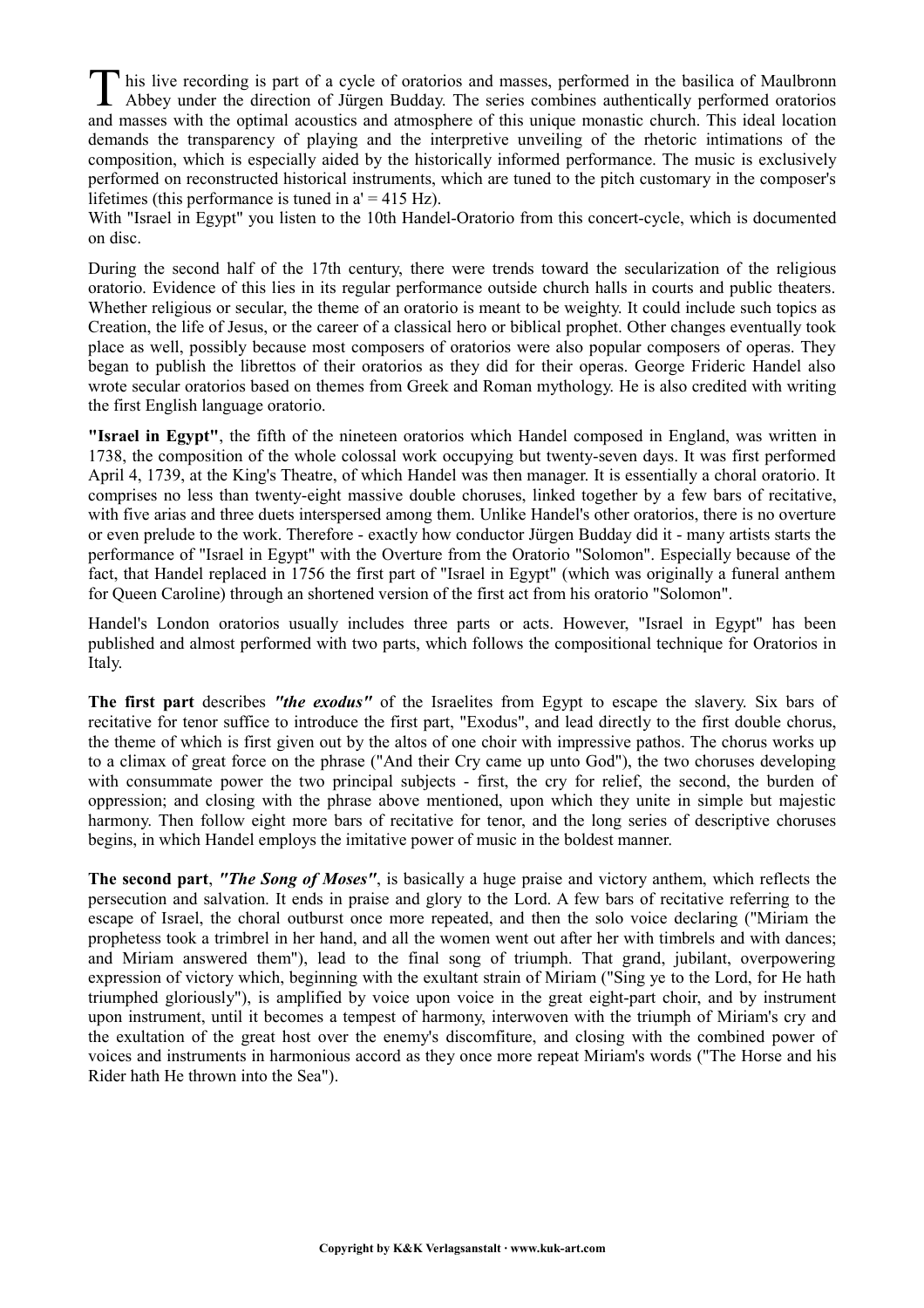This live recording is part of a cycle of oratorios and masses, performed in the basilica of Maulbronn Abbey under the direction of Jürgen Budday. The series combines authentically performed oratorios and masses with the optimal acoustics and atmosphere of this unique monastic church. This ideal location demands the transparency of playing and the interpretive unveiling of the rhetoric intimations of the composition, which is especially aided by the historically informed performance. The music is exclusively performed on reconstructed historical instruments, which are tuned to the pitch customary in the composer's lifetimes (this performance is tuned in a' = 415 Hz).
With "Israel in Egypt" you listen to the 10th Handel-Oratorio from this concert-cycle, which is documented on disc.

During the second half of the 17th century, there were trends toward the secularization of the religious oratorio. Evidence of this lies in its regular performance outside church halls in courts and public theaters. Whether religious or secular, the theme of an oratorio is meant to be weighty. It could include such topics as Creation, the life of Jesus, or the career of a classical hero or biblical prophet. Other changes eventually took place as well, possibly because most composers of oratorios were also popular composers of operas. They began to publish the librettos of their oratorios as they did for their operas. George Frideric Handel also wrote secular oratorios based on themes from Greek and Roman mythology. He is also credited with writing the first English language oratorio.

**"Israel in Egypt"**, the fifth of the nineteen oratorios which Handel composed in England, was written in 1738, the composition of the whole colossal work occupying but twenty-seven days. It was first performed April 4, 1739, at the King's Theatre, of which Handel was then manager. It is essentially a choral oratorio. It comprises no less than twenty-eight massive double choruses, linked together by a few bars of recitative, with five arias and three duets interspersed among them. Unlike Handel's other oratorios, there is no overture or even prelude to the work. Therefore - exactly how conductor Jürgen Budday did it - many artists starts the performance of "Israel in Egypt" with the Overture from the Oratorio "Solomon". Especially because of the fact, that Handel replaced in 1756 the first part of "Israel in Egypt" (which was originally a funeral anthem for Queen Caroline) through an shortened version of the first act from his oratorio "Solomon".

Handel's London oratorios usually includes three parts or acts. However, "Israel in Egypt" has been published and almost performed with two parts, which follows the compositional technique for Oratorios in Italy.

**The first part** describes ***"the exodus"*** of the Israelites from Egypt to escape the slavery. Six bars of recitative for tenor suffice to introduce the first part, "Exodus", and lead directly to the first double chorus, the theme of which is first given out by the altos of one choir with impressive pathos. The chorus works up to a climax of great force on the phrase ("And their Cry came up unto God"), the two choruses developing with consummate power the two principal subjects - first, the cry for relief, the second, the burden of oppression; and closing with the phrase above mentioned, upon which they unite in simple but majestic harmony. Then follow eight more bars of recitative for tenor, and the long series of descriptive choruses begins, in which Handel employs the imitative power of music in the boldest manner.

**The second part**, ***"The Song of Moses"***, is basically a huge praise and victory anthem, which reflects the persecution and salvation. It ends in praise and glory to the Lord. A few bars of recitative referring to the escape of Israel, the choral outburst once more repeated, and then the solo voice declaring ("Miriam the prophetess took a trimbrel in her hand, and all the women went out after her with timbrels and with dances; and Miriam answered them"), lead to the final song of triumph. That grand, jubilant, overpowering expression of victory which, beginning with the exultant strain of Miriam ("Sing ye to the Lord, for He hath triumphed gloriously"), is amplified by voice upon voice in the great eight-part choir, and by instrument upon instrument, until it becomes a tempest of harmony, interwoven with the triumph of Miriam's cry and the exultation of the great host over the enemy's discomfiture, and closing with the combined power of voices and instruments in harmonious accord as they once more repeat Miriam's words ("The Horse and his Rider hath He thrown into the Sea").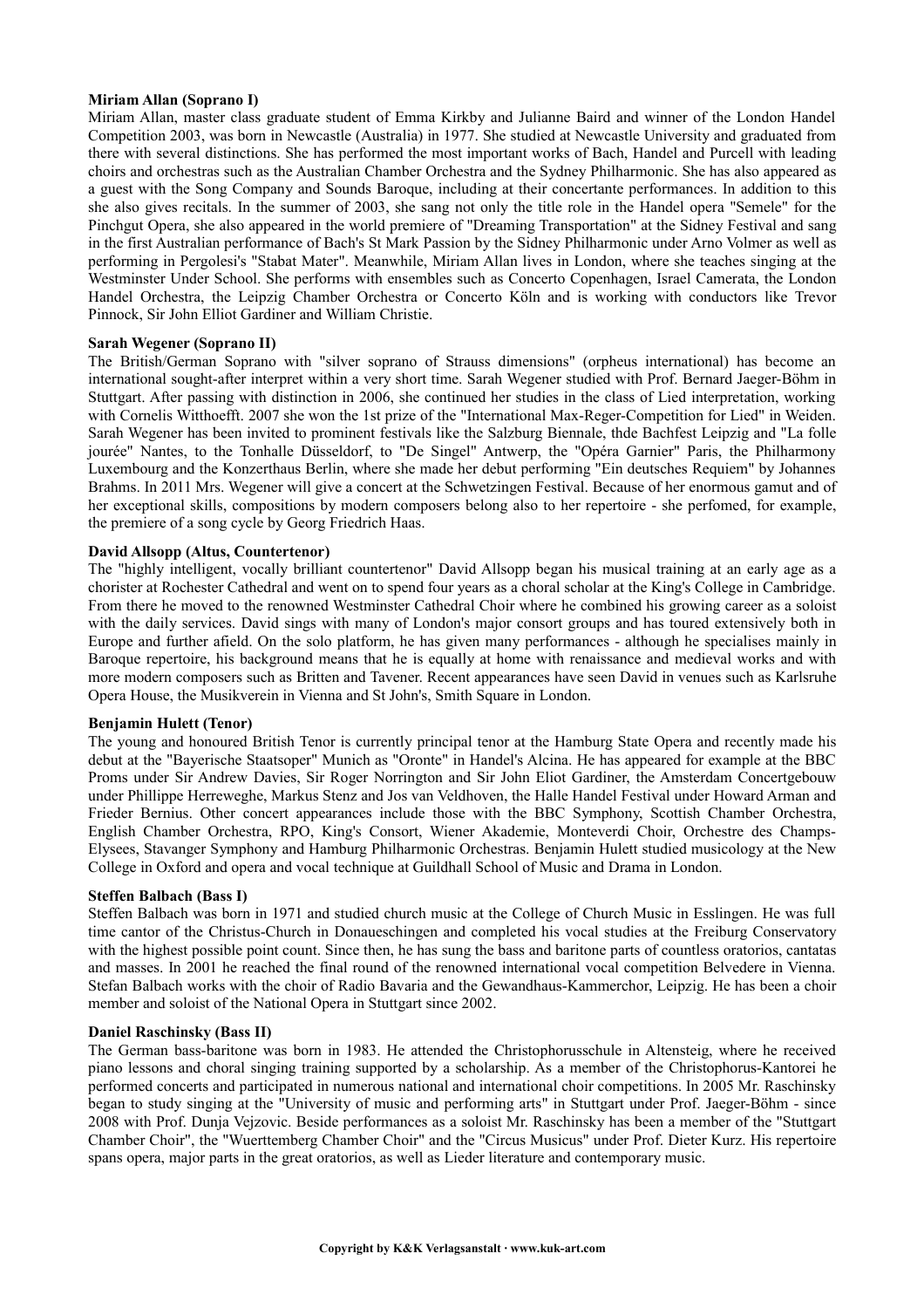**Miriam Allan (Soprano I)**

Miriam Allan, master class graduate student of Emma Kirkby and Julianne Baird and winner of the London Handel Competition 2003, was born in Newcastle (Australia) in 1977. She studied at Newcastle University and graduated from there with several distinctions. She has performed the most important works of Bach, Handel and Purcell with leading choirs and orchestras such as the Australian Chamber Orchestra and the Sydney Philharmonic. She has also appeared as a guest with the Song Company and Sounds Baroque, including at their concertante performances. In addition to this she also gives recitals. In the summer of 2003, she sang not only the title role in the Handel opera "Semele" for the Pinchgut Opera, she also appeared in the world premiere of "Dreaming Transportation" at the Sidney Festival and sang in the first Australian performance of Bach's St Mark Passion by the Sidney Philharmonic under Arno Volmer as well as performing in Pergolesi's "Stabat Mater". Meanwhile, Miriam Allan lives in London, where she teaches singing at the Westminster Under School. She performs with ensembles such as Concerto Copenhagen, Israel Camerata, the London Handel Orchestra, the Leipzig Chamber Orchestra or Concerto Köln and is working with conductors like Trevor Pinnock, Sir John Elliot Gardiner and William Christie.

**Sarah Wegener (Soprano II)**

The British/German Soprano with "silver soprano of Strauss dimensions" (orpheus international) has become an international sought-after interpret within a very short time. Sarah Wegener studied with Prof. Bernard Jaeger-Böhm in Stuttgart. After passing with distinction in 2006, she continued her studies in the class of Lied interpretation, working with Cornelis Witthoefft. 2007 she won the 1st prize of the "International Max-Reger-Competition for Lied" in Weiden. Sarah Wegener has been invited to prominent festivals like the Salzburg Biennale, thde Bachfest Leipzig and "La folle jourée" Nantes, to the Tonhalle Düsseldorf, to "De Singel" Antwerp, the "Opéra Garnier" Paris, the Philharmony Luxembourg and the Konzerthaus Berlin, where she made her debut performing "Ein deutsches Requiem" by Johannes Brahms. In 2011 Mrs. Wegener will give a concert at the Schwetzingen Festival. Because of her enormous gamut and of her exceptional skills, compositions by modern composers belong also to her repertoire - she perfomed, for example, the premiere of a song cycle by Georg Friedrich Haas.

**David Allsopp (Altus, Countertenor)**

The "highly intelligent, vocally brilliant countertenor" David Allsopp began his musical training at an early age as a chorister at Rochester Cathedral and went on to spend four years as a choral scholar at the King's College in Cambridge. From there he moved to the renowned Westminster Cathedral Choir where he combined his growing career as a soloist with the daily services. David sings with many of London's major consort groups and has toured extensively both in Europe and further afield. On the solo platform, he has given many performances - although he specialises mainly in Baroque repertoire, his background means that he is equally at home with renaissance and medieval works and with more modern composers such as Britten and Tavener. Recent appearances have seen David in venues such as Karlsruhe Opera House, the Musikverein in Vienna and St John's, Smith Square in London.

**Benjamin Hulett (Tenor)**

The young and honoured British Tenor is currently principal tenor at the Hamburg State Opera and recently made his debut at the "Bayerische Staatsoper" Munich as "Oronte" in Handel's Alcina. He has appeared for example at the BBC Proms under Sir Andrew Davies, Sir Roger Norrington and Sir John Eliot Gardiner, the Amsterdam Concertgebouw under Phillippe Herreweghe, Markus Stenz and Jos van Veldhoven, the Halle Handel Festival under Howard Arman and Frieder Bernius. Other concert appearances include those with the BBC Symphony, Scottish Chamber Orchestra, English Chamber Orchestra, RPO, King's Consort, Wiener Akademie, Monteverdi Choir, Orchestre des Champs-Elysees, Stavanger Symphony and Hamburg Philharmonic Orchestras. Benjamin Hulett studied musicology at the New College in Oxford and opera and vocal technique at Guildhall School of Music and Drama in London.

**Steffen Balbach (Bass I)**

Steffen Balbach was born in 1971 and studied church music at the College of Church Music in Esslingen. He was full time cantor of the Christus-Church in Donaueschingen and completed his vocal studies at the Freiburg Conservatory with the highest possible point count. Since then, he has sung the bass and baritone parts of countless oratorios, cantatas and masses. In 2001 he reached the final round of the renowned international vocal competition Belvedere in Vienna. Stefan Balbach works with the choir of Radio Bavaria and the Gewandhaus-Kammerchor, Leipzig. He has been a choir member and soloist of the National Opera in Stuttgart since 2002.

**Daniel Raschinsky (Bass II)**

The German bass-baritone was born in 1983. He attended the Christophorusschule in Altensteig, where he received piano lessons and choral singing training supported by a scholarship. As a member of the Christophorus-Kantorei he performed concerts and participated in numerous national and international choir competitions. In 2005 Mr. Raschinsky began to study singing at the "University of music and performing arts" in Stuttgart under Prof. Jaeger-Böhm - since 2008 with Prof. Dunja Vejzovic. Beside performances as a soloist Mr. Raschinsky has been a member of the "Stuttgart Chamber Choir", the "Wuerttemberg Chamber Choir" and the "Circus Musicus" under Prof. Dieter Kurz. His repertoire spans opera, major parts in the great oratorios, as well as Lieder literature and contemporary music.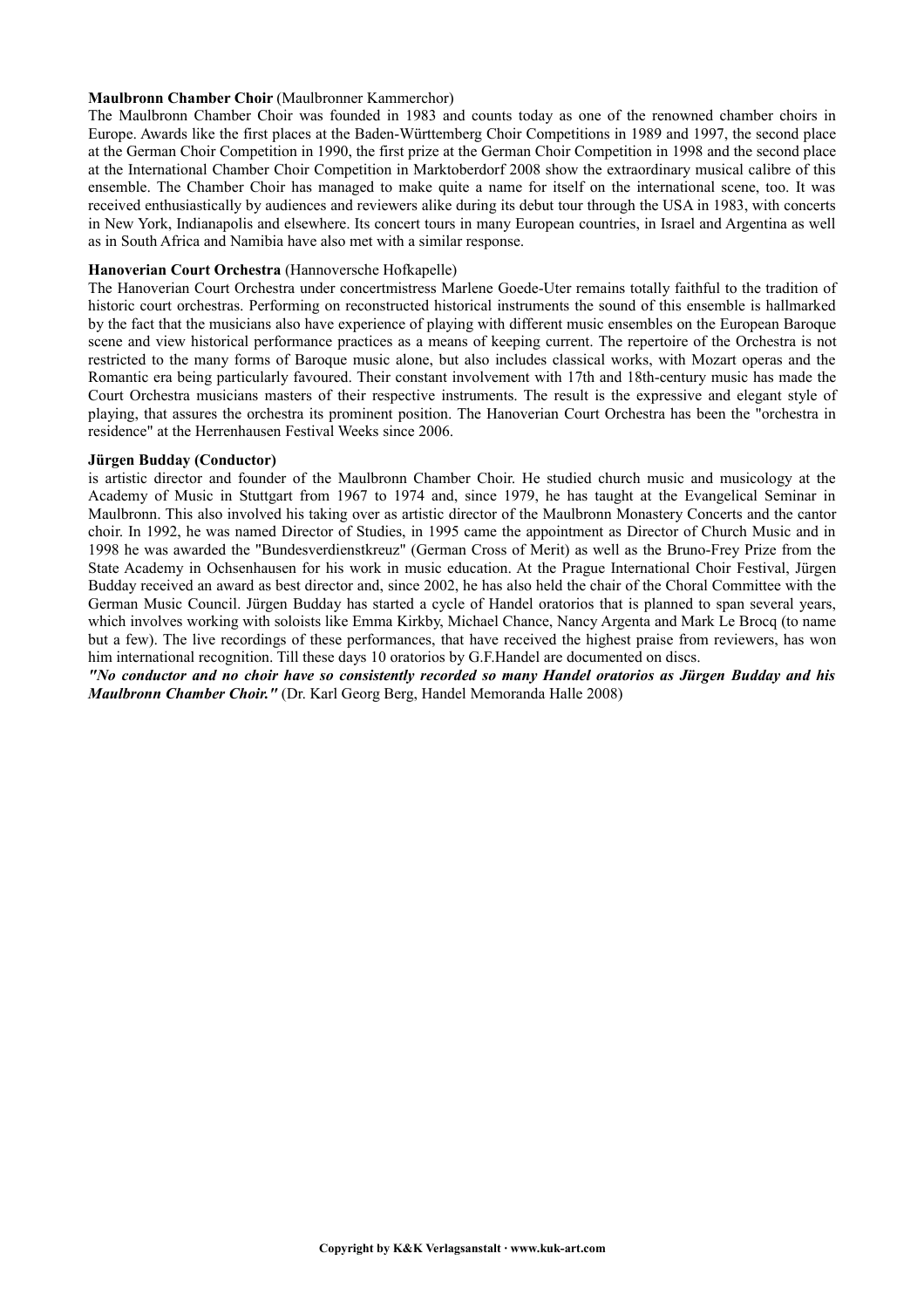**Maulbronn Chamber Choir** (Maulbronner Kammerchor)

The Maulbronn Chamber Choir was founded in 1983 and counts today as one of the renowned chamber choirs in Europe. Awards like the first places at the Baden-Württemberg Choir Competitions in 1989 and 1997, the second place at the German Choir Competition in 1990, the first prize at the German Choir Competition in 1998 and the second place at the International Chamber Choir Competition in Marktoberdorf 2008 show the extraordinary musical calibre of this ensemble. The Chamber Choir has managed to make quite a name for itself on the international scene, too. It was received enthusiastically by audiences and reviewers alike during its debut tour through the USA in 1983, with concerts in New York, Indianapolis and elsewhere. Its concert tours in many European countries, in Israel and Argentina as well as in South Africa and Namibia have also met with a similar response.

**Hanoverian Court Orchestra** (Hannoversche Hofkapelle)

The Hanoverian Court Orchestra under concertmistress Marlene Goede-Uter remains totally faithful to the tradition of historic court orchestras. Performing on reconstructed historical instruments the sound of this ensemble is hallmarked by the fact that the musicians also have experience of playing with different music ensembles on the European Baroque scene and view historical performance practices as a means of keeping current. The repertoire of the Orchestra is not restricted to the many forms of Baroque music alone, but also includes classical works, with Mozart operas and the Romantic era being particularly favoured. Their constant involvement with 17th and 18th-century music has made the Court Orchestra musicians masters of their respective instruments. The result is the expressive and elegant style of playing, that assures the orchestra its prominent position. The Hanoverian Court Orchestra has been the "orchestra in residence" at the Herrenhausen Festival Weeks since 2006.

**Jürgen Budday (Conductor)**

is artistic director and founder of the Maulbronn Chamber Choir. He studied church music and musicology at the Academy of Music in Stuttgart from 1967 to 1974 and, since 1979, he has taught at the Evangelical Seminar in Maulbronn. This also involved his taking over as artistic director of the Maulbronn Monastery Concerts and the cantor choir. In 1992, he was named Director of Studies, in 1995 came the appointment as Director of Church Music and in 1998 he was awarded the "Bundesverdienstkreuz" (German Cross of Merit) as well as the Bruno-Frey Prize from the State Academy in Ochsenhausen for his work in music education. At the Prague International Choir Festival, Jürgen Budday received an award as best director and, since 2002, he has also held the chair of the Choral Committee with the German Music Council. Jürgen Budday has started a cycle of Handel oratorios that is planned to span several years, which involves working with soloists like Emma Kirkby, Michael Chance, Nancy Argenta and Mark Le Brocq (to name but a few). The live recordings of these performances, that have received the highest praise from reviewers, has won him international recognition. Till these days 10 oratorios by G.F.Handel are documented on discs.

***"No conductor and no choir have so consistently recorded so many Handel oratorios as Jürgen Budday and his Maulbronn Chamber Choir."*** (Dr. Karl Georg Berg, Handel Memoranda Halle 2008)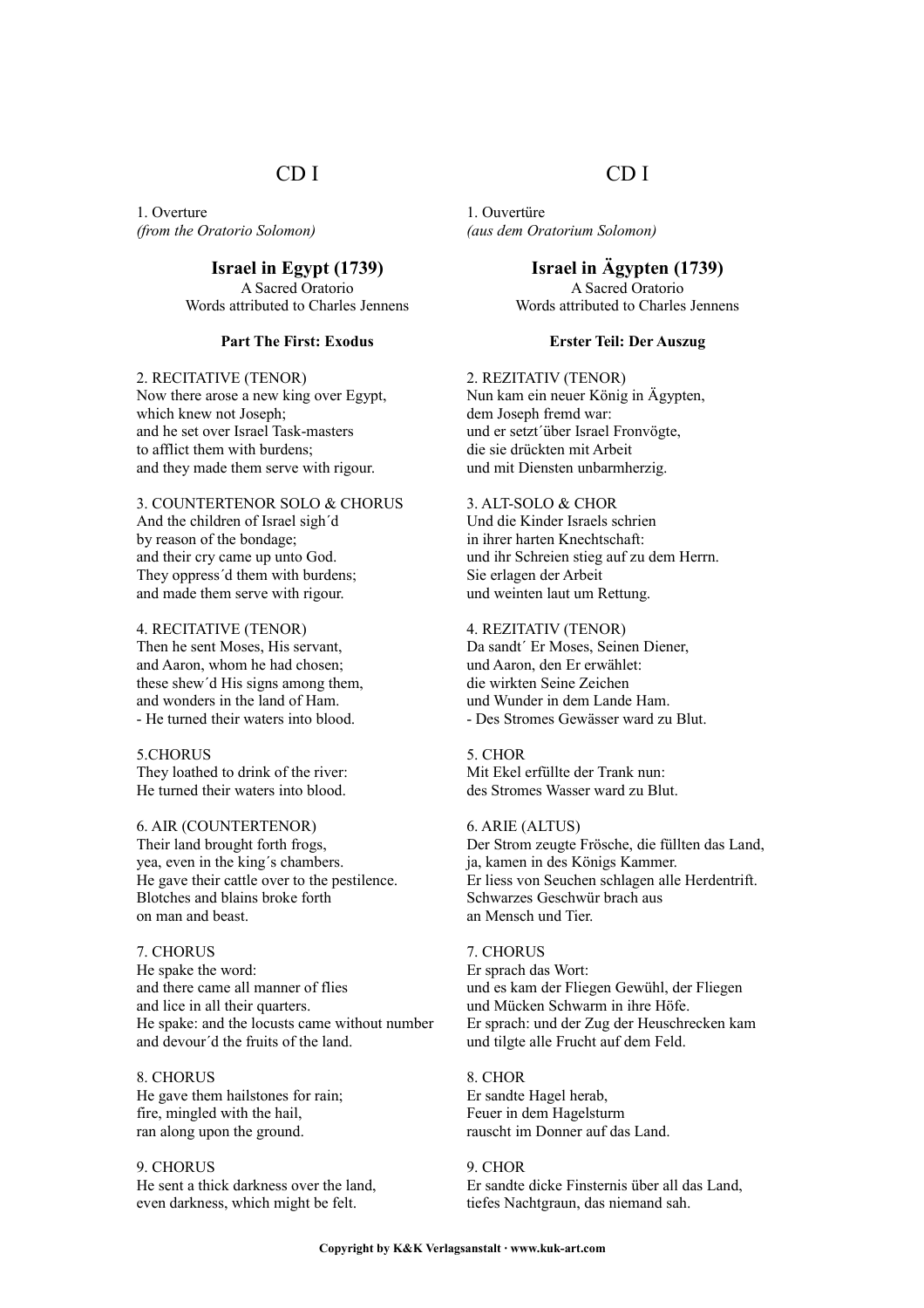## CD I

1. Overture
*(from the Oratorio Solomon)*

### Israel in Egypt (1739)

A Sacred Oratorio
Words attributed to Charles Jennens

#### Part The First: Exodus

2. RECITATIVE (TENOR)
Now there arose a new king over Egypt,
which knew not Joseph;
and he set over Israel Task-masters
to afflict them with burdens;
and they made them serve with rigour.

3. COUNTERTENOR SOLO & CHORUS
And the children of Israel sigh´d
by reason of the bondage;
and their cry came up unto God.
They oppress´d them with burdens;
and made them serve with rigour.

4. RECITATIVE (TENOR)
Then he sent Moses, His servant,
and Aaron, whom he had chosen;
these shew´d His signs among them,
and wonders in the land of Ham.
- He turned their waters into blood.

5.CHORUS
They loathed to drink of the river:
He turned their waters into blood.

6. AIR (COUNTERTENOR)
Their land brought forth frogs,
yea, even in the king´s chambers.
He gave their cattle over to the pestilence.
Blotches and blains broke forth
on man and beast.

7. CHORUS
He spake the word:
and there came all manner of flies
and lice in all their quarters.
He spake: and the locusts came without number
and devour´d the fruits of the land.

8. CHORUS
He gave them hailstones for rain;
fire, mingled with the hail,
ran along upon the ground.

9. CHORUS
He sent a thick darkness over the land,
even darkness, which might be felt.

## CD I

1. Ouvertüre
*(aus dem Oratorium Solomon)*

### Israel in Ägypten (1739)

A Sacred Oratorio
Words attributed to Charles Jennens

#### Erster Teil: Der Auszug

2. REZITATIV (TENOR)
Nun kam ein neuer König in Ägypten,
dem Joseph fremd war:
und er setzt´über Israel Fronvögte,
die sie drückten mit Arbeit
und mit Diensten unbarmherzig.

3. ALT-SOLO & CHOR
Und die Kinder Israels schrien
in ihrer harten Knechtschaft:
und ihr Schreien stieg auf zu dem Herrn.
Sie erlagen der Arbeit
und weinten laut um Rettung.

4. REZITATIV (TENOR)
Da sandt´ Er Moses, Seinen Diener,
und Aaron, den Er erwählet:
die wirkten Seine Zeichen
und Wunder in dem Lande Ham.
- Des Stromes Gewässer ward zu Blut.

5. CHOR
Mit Ekel erfüllte der Trank nun:
des Stromes Wasser ward zu Blut.

6. ARIE (ALTUS)
Der Strom zeugte Frösche, die füllten das Land,
ja, kamen in des Königs Kammer.
Er liess von Seuchen schlagen alle Herdentrift.
Schwarzes Geschwür brach aus
an Mensch und Tier.

7. CHORUS
Er sprach das Wort:
und es kam der Fliegen Gewühl, der Fliegen
und Mücken Schwarm in ihre Höfe.
Er sprach: und der Zug der Heuschrecken kam
und tilgte alle Frucht auf dem Feld.

8. CHOR
Er sandte Hagel herab,
Feuer in dem Hagelsturm
rauscht im Donner auf das Land.

9. CHOR
Er sandte dicke Finsternis über all das Land,
tiefes Nachtgraun, das niemand sah.

**Copyright by K&K Verlagsanstalt · www.kuk-art.com**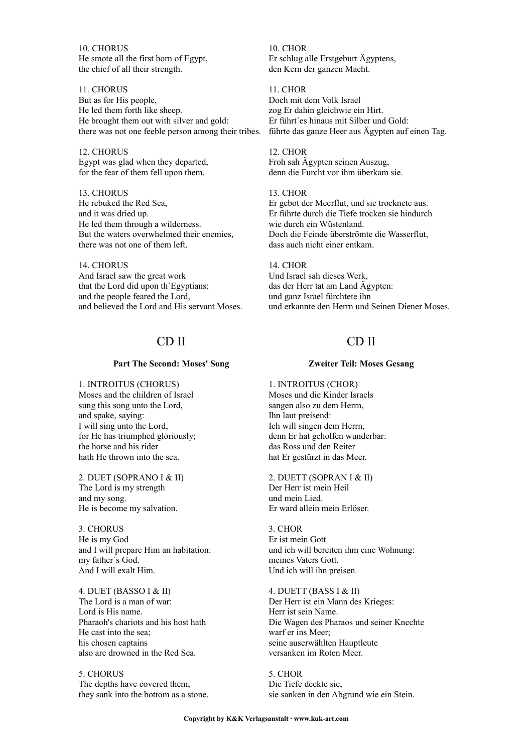10. CHORUS
He smote all the first born of Egypt,
the chief of all their strength.

11. CHORUS
But as for His people,
He led them forth like sheep.
He brought them out with silver and gold:
there was not one feeble person among their tribes.

12. CHORUS
Egypt was glad when they departed,
for the fear of them fell upon them.

13. CHORUS
He rebuked the Red Sea,
and it was dried up.
He led them through a wilderness.
But the waters overwhelmed their enemies,
there was not one of them left.

14. CHORUS
And Israel saw the great work
that the Lord did upon th´Egyptians;
and the people feared the Lord,
and believed the Lord and His servant Moses.

10. CHOR
Er schlug alle Erstgeburt Ägyptens,
den Kern der ganzen Macht.

11. CHOR
Doch mit dem Volk Israel
zog Er dahin gleichwie ein Hirt.
Er führt´es hinaus mit Silber und Gold:
führte das ganze Heer aus Ägypten auf einen Tag.

12. CHOR
Froh sah Ägypten seinen Auszug,
denn die Furcht vor ihm überkam sie.

13. CHOR
Er gebot der Meerflut, und sie trocknete aus.
Er führte durch die Tiefe trocken sie hindurch
wie durch ein Wüstenland.
Doch die Feinde überströmte die Wasserflut,
dass auch nicht einer entkam.

14. CHOR
Und Israel sah dieses Werk,
das der Herr tat am Land Ägypten:
und ganz Israel fürchtete ihn
und erkannte den Herrn und Seinen Diener Moses.

## CD II

### Part The Second: Moses' Song

1. INTROITUS (CHORUS)
Moses and the children of Israel
sung this song unto the Lord,
and spake, saying:
I will sing unto the Lord,
for He has triumphed gloriously;
the horse and his rider
hath He thrown into the sea.

2. DUET (SOPRANO I & II)
The Lord is my strength
and my song.
He is become my salvation.

3. CHORUS
He is my God
and I will prepare Him an habitation:
my father´s God.
And I will exalt Him.

4. DUET (BASSO I & II)
The Lord is a man of war:
Lord is His name.
Pharaoh's chariots and his host hath
He cast into the sea;
his chosen captains
also are drowned in the Red Sea.

5. CHORUS
The depths have covered them,
they sank into the bottom as a stone.

## CD II

### Zweiter Teil: Moses Gesang

1. INTROITUS (CHOR)
Moses und die Kinder Israels
sangen also zu dem Herrn,
Ihn laut preisend:
Ich will singen dem Herrn,
denn Er hat geholfen wunderbar:
das Ross und den Reiter
hat Er gestürzt in das Meer.

2. DUETT (SOPRAN I & II)
Der Herr ist mein Heil
und mein Lied.
Er ward allein mein Erlöser.

3. CHOR
Er ist mein Gott
und ich will bereiten ihm eine Wohnung:
meines Vaters Gott.
Und ich will ihn preisen.

4. DUETT (BASS I & II)
Der Herr ist ein Mann des Krieges:
Herr ist sein Name.
Die Wagen des Pharaos und seiner Knechte
warf er ins Meer;
seine auserwählten Hauptleute
versanken im Roten Meer.

5. CHOR
Die Tiefe deckte sie,
sie sanken in den Abgrund wie ein Stein.

**Copyright by K&K Verlagsanstalt · www.kuk-art.com**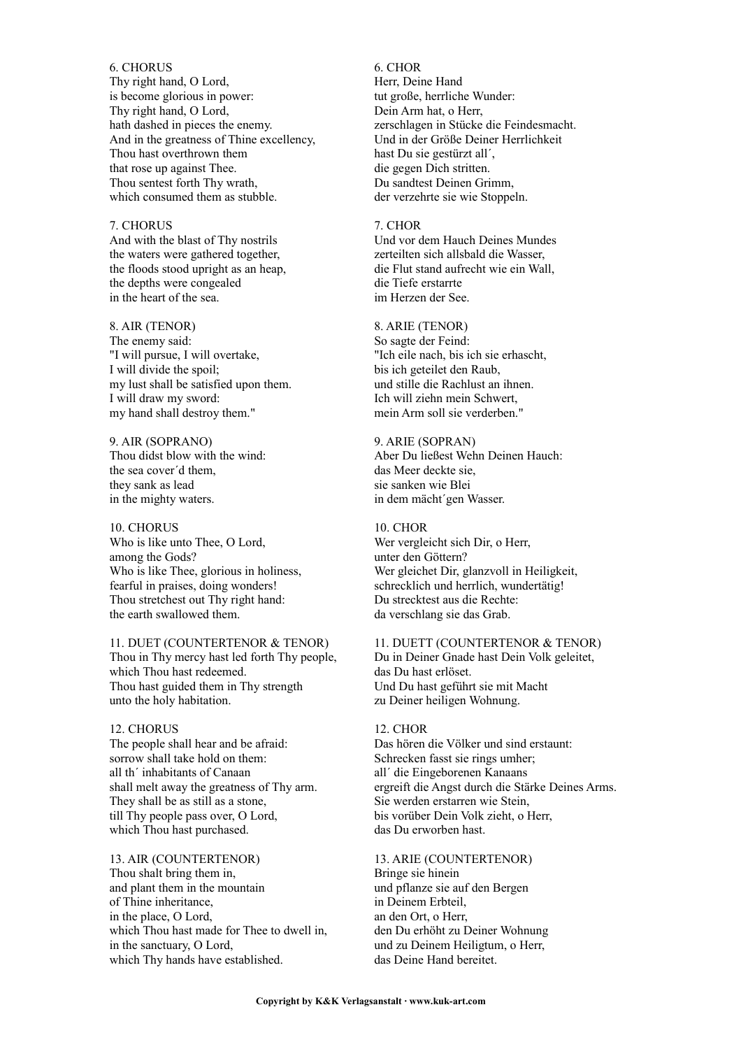6. CHORUS
Thy right hand, O Lord,
is become glorious in power:
Thy right hand, O Lord,
hath dashed in pieces the enemy.
And in the greatness of Thine excellency,
Thou hast overthrown them
that rose up against Thee.
Thou sentest forth Thy wrath,
which consumed them as stubble.

7. CHORUS
And with the blast of Thy nostrils
the waters were gathered together,
the floods stood upright as an heap,
the depths were congealed
in the heart of the sea.

8. AIR (TENOR)
The enemy said:
"I will pursue, I will overtake,
I will divide the spoil;
my lust shall be satisfied upon them.
I will draw my sword:
my hand shall destroy them."

9. AIR (SOPRANO)
Thou didst blow with the wind:
the sea cover´d them,
they sank as lead
in the mighty waters.

10. CHORUS
Who is like unto Thee, O Lord,
among the Gods?
Who is like Thee, glorious in holiness,
fearful in praises, doing wonders!
Thou stretchest out Thy right hand:
the earth swallowed them.

11. DUET (COUNTERTENOR & TENOR)
Thou in Thy mercy hast led forth Thy people,
which Thou hast redeemed.
Thou hast guided them in Thy strength
unto the holy habitation.

12. CHORUS
The people shall hear and be afraid:
sorrow shall take hold on them:
all th´ inhabitants of Canaan
shall melt away the greatness of Thy arm.
They shall be as still as a stone,
till Thy people pass over, O Lord,
which Thou hast purchased.

13. AIR (COUNTERTENOR)
Thou shalt bring them in,
and plant them in the mountain
of Thine inheritance,
in the place, O Lord,
which Thou hast made for Thee to dwell in,
in the sanctuary, O Lord,
which Thy hands have established.

6. CHOR
Herr, Deine Hand
tut große, herrliche Wunder:
Dein Arm hat, o Herr,
zerschlagen in Stücke die Feindesmacht.
Und in der Größe Deiner Herrlichkeit
hast Du sie gestürzt all´,
die gegen Dich stritten.
Du sandtest Deinen Grimm,
der verzehrte sie wie Stoppeln.

7. CHOR
Und vor dem Hauch Deines Mundes
zerteilten sich allsbald die Wasser,
die Flut stand aufrecht wie ein Wall,
die Tiefe erstarrte
im Herzen der See.

8. ARIE (TENOR)
So sagte der Feind:
"Ich eile nach, bis ich sie erhascht,
bis ich geteilet den Raub,
und stille die Rachlust an ihnen.
Ich will ziehn mein Schwert,
mein Arm soll sie verderben."

9. ARIE (SOPRAN)
Aber Du ließest Wehn Deinen Hauch:
das Meer deckte sie,
sie sanken wie Blei
in dem mächt´gen Wasser.

10. CHOR
Wer vergleicht sich Dir, o Herr,
unter den Göttern?
Wer gleichet Dir, glanzvoll in Heiligkeit,
schrecklich und herrlich, wundertätig!
Du strecktest aus die Rechte:
da verschlang sie das Grab.

11. DUETT (COUNTERTENOR & TENOR)
Du in Deiner Gnade hast Dein Volk geleitet,
das Du hast erlöset.
Und Du hast geführt sie mit Macht
zu Deiner heiligen Wohnung.

12. CHOR
Das hören die Völker und sind erstaunt:
Schrecken fasst sie rings umher;
all´ die Eingeborenen Kanaans
ergreift die Angst durch die Stärke Deines Arms.
Sie werden erstarren wie Stein,
bis vorüber Dein Volk zieht, o Herr,
das Du erworben hast.

13. ARIE (COUNTERTENOR)
Bringe sie hinein
und pflanze sie auf den Bergen
in Deinem Erbteil,
an den Ort, o Herr,
den Du erhöht zu Deiner Wohnung
und zu Deinem Heiligtum, o Herr,
das Deine Hand bereitet.

**Copyright by K&K Verlagsanstalt · www.kuk-art.com**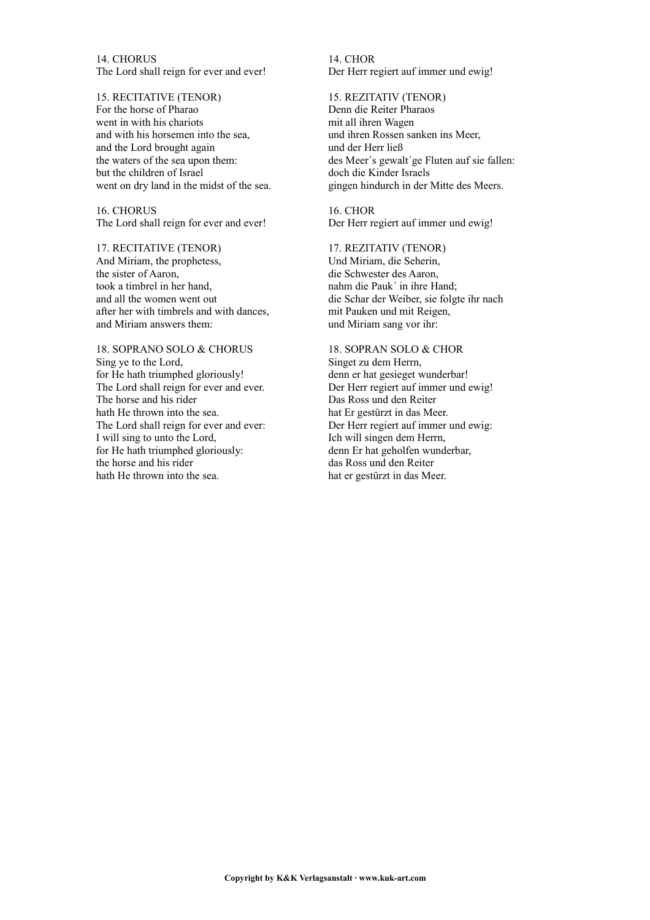14. CHORUS
The Lord shall reign for ever and ever!

15. RECITATIVE (TENOR)
For the horse of Pharao
went in with his chariots
and with his horsemen into the sea,
and the Lord brought again
the waters of the sea upon them:
but the children of Israel
went on dry land in the midst of the sea.

16. CHORUS
The Lord shall reign for ever and ever!

17. RECITATIVE (TENOR)
And Miriam, the prophetess,
the sister of Aaron,
took a timbrel in her hand,
and all the women went out
after her with timbrels and with dances,
and Miriam answers them:

18. SOPRANO SOLO & CHORUS
Sing ye to the Lord,
for He hath triumphed gloriously!
The Lord shall reign for ever and ever.
The horse and his rider
hath He thrown into the sea.
The Lord shall reign for ever and ever:
I will sing to unto the Lord,
for He hath triumphed gloriously:
the horse and his rider
hath He thrown into the sea.

14. CHOR
Der Herr regiert auf immer und ewig!

15. REZITATIV (TENOR)
Denn die Reiter Pharaos
mit all ihren Wagen
und ihren Rossen sanken ins Meer,
und der Herr ließ
des Meer´s gewalt´ge Fluten auf sie fallen:
doch die Kinder Israels
gingen hindurch in der Mitte des Meers.

16. CHOR
Der Herr regiert auf immer und ewig!

17. REZITATIV (TENOR)
Und Miriam, die Seherin,
die Schwester des Aaron,
nahm die Pauk´ in ihre Hand;
die Schar der Weiber, sie folgte ihr nach
mit Pauken und mit Reigen,
und Miriam sang vor ihr:

18. SOPRAN SOLO & CHOR
Singet zu dem Herrn,
denn er hat gesieget wunderbar!
Der Herr regiert auf immer und ewig!
Das Ross und den Reiter
hat Er gestürzt in das Meer.
Der Herr regiert auf immer und ewig:
Ich will singen dem Herrn,
denn Er hat geholfen wunderbar,
das Ross und den Reiter
hat er gestürzt in das Meer.

**Copyright by K&K Verlagsanstalt · www.kuk-art.com**